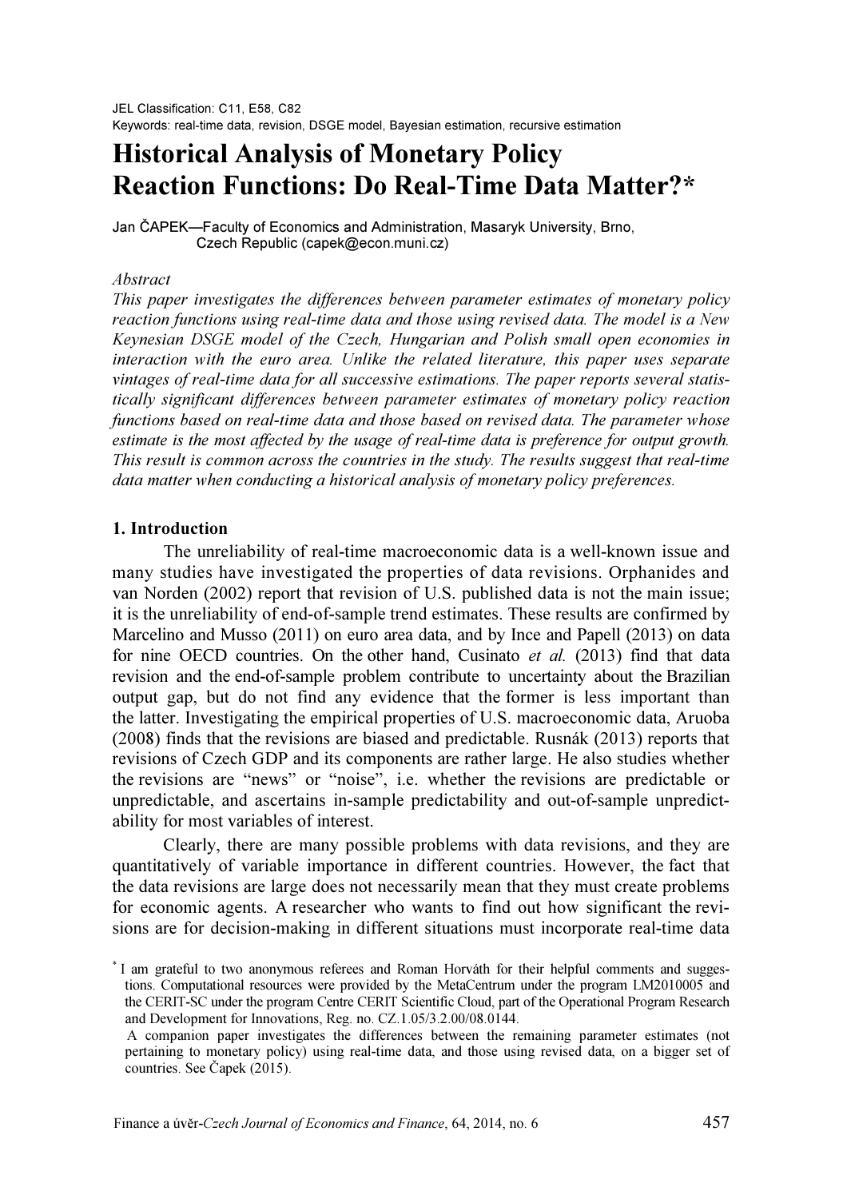JEL Classification: C11, E58, C82
Keywords: real-time data, revision, DSGE model, Bayesian estimation, recursive estimation

# Historical Analysis of Monetary Policy Reaction Functions: Do Real-Time Data Matter?*

Jan ČAPEK—Faculty of Economics and Administration, Masaryk University, Brno, Czech Republic (capek@econ.muni.cz)

*Abstract*

*This paper investigates the differences between parameter estimates of monetary policy reaction functions using real-time data and those using revised data. The model is a New Keynesian DSGE model of the Czech, Hungarian and Polish small open economies in interaction with the euro area. Unlike the related literature, this paper uses separate vintages of real-time data for all successive estimations. The paper reports several statistically significant differences between parameter estimates of monetary policy reaction functions based on real-time data and those based on revised data. The parameter whose estimate is the most affected by the usage of real-time data is preference for output growth. This result is common across the countries in the study. The results suggest that real-time data matter when conducting a historical analysis of monetary policy preferences.*

## 1. Introduction

The unreliability of real-time macroeconomic data is a well-known issue and many studies have investigated the properties of data revisions. Orphanides and van Norden (2002) report that revision of U.S. published data is not the main issue; it is the unreliability of end-of-sample trend estimates. These results are confirmed by Marcelino and Musso (2011) on euro area data, and by Ince and Papell (2013) on data for nine OECD countries. On the other hand, Cusinato *et al.* (2013) find that data revision and the end-of-sample problem contribute to uncertainty about the Brazilian output gap, but do not find any evidence that the former is less important than the latter. Investigating the empirical properties of U.S. macroeconomic data, Aruoba (2008) finds that the revisions are biased and predictable. Rusnák (2013) reports that revisions of Czech GDP and its components are rather large. He also studies whether the revisions are "news" or "noise", i.e. whether the revisions are predictable or unpredictable, and ascertains in-sample predictability and out-of-sample unpredictability for most variables of interest.

Clearly, there are many possible problems with data revisions, and they are quantitatively of variable importance in different countries. However, the fact that the data revisions are large does not necessarily mean that they must create problems for economic agents. A researcher who wants to find out how significant the revisions are for decision-making in different situations must incorporate real-time data

\* I am grateful to two anonymous referees and Roman Horváth for their helpful comments and suggestions. Computational resources were provided by the MetaCentrum under the program LM2010005 and the CERIT-SC under the program Centre CERIT Scientific Cloud, part of the Operational Program Research and Development for Innovations, Reg. no. CZ.1.05/3.2.00/08.0144.
A companion paper investigates the differences between the remaining parameter estimates (not pertaining to monetary policy) using real-time data, and those using revised data, on a bigger set of countries. See Čapek (2015).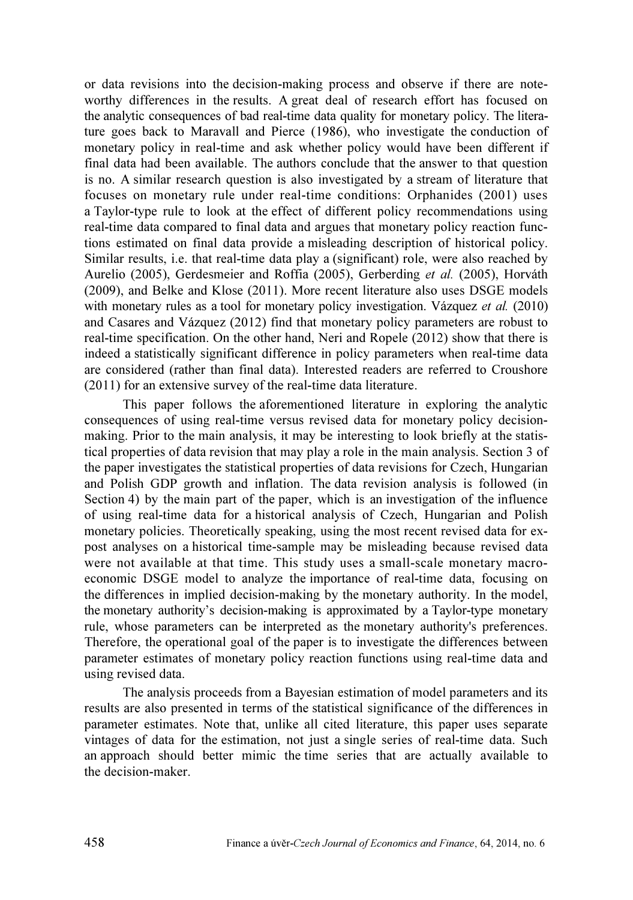or data revisions into the decision-making process and observe if there are noteworthy differences in the results. A great deal of research effort has focused on the analytic consequences of bad real-time data quality for monetary policy. The literature goes back to Maravall and Pierce (1986), who investigate the conduction of monetary policy in real-time and ask whether policy would have been different if final data had been available. The authors conclude that the answer to that question is no. A similar research question is also investigated by a stream of literature that focuses on monetary rule under real-time conditions: Orphanides (2001) uses a Taylor-type rule to look at the effect of different policy recommendations using real-time data compared to final data and argues that monetary policy reaction functions estimated on final data provide a misleading description of historical policy. Similar results, i.e. that real-time data play a (significant) role, were also reached by Aurelio (2005), Gerdesmeier and Roffia (2005), Gerberding *et al.* (2005), Horváth (2009), and Belke and Klose (2011). More recent literature also uses DSGE models with monetary rules as a tool for monetary policy investigation. Vázquez *et al.* (2010) and Casares and Vázquez (2012) find that monetary policy parameters are robust to real-time specification. On the other hand, Neri and Ropele (2012) show that there is indeed a statistically significant difference in policy parameters when real-time data are considered (rather than final data). Interested readers are referred to Croushore (2011) for an extensive survey of the real-time data literature.

This paper follows the aforementioned literature in exploring the analytic consequences of using real-time versus revised data for monetary policy decision-making. Prior to the main analysis, it may be interesting to look briefly at the statistical properties of data revision that may play a role in the main analysis. Section 3 of the paper investigates the statistical properties of data revisions for Czech, Hungarian and Polish GDP growth and inflation. The data revision analysis is followed (in Section 4) by the main part of the paper, which is an investigation of the influence of using real-time data for a historical analysis of Czech, Hungarian and Polish monetary policies. Theoretically speaking, using the most recent revised data for ex-post analyses on a historical time-sample may be misleading because revised data were not available at that time. This study uses a small-scale monetary macroeconomic DSGE model to analyze the importance of real-time data, focusing on the differences in implied decision-making by the monetary authority. In the model, the monetary authority's decision-making is approximated by a Taylor-type monetary rule, whose parameters can be interpreted as the monetary authority's preferences. Therefore, the operational goal of the paper is to investigate the differences between parameter estimates of monetary policy reaction functions using real-time data and using revised data.

The analysis proceeds from a Bayesian estimation of model parameters and its results are also presented in terms of the statistical significance of the differences in parameter estimates. Note that, unlike all cited literature, this paper uses separate vintages of data for the estimation, not just a single series of real-time data. Such an approach should better mimic the time series that are actually available to the decision-maker.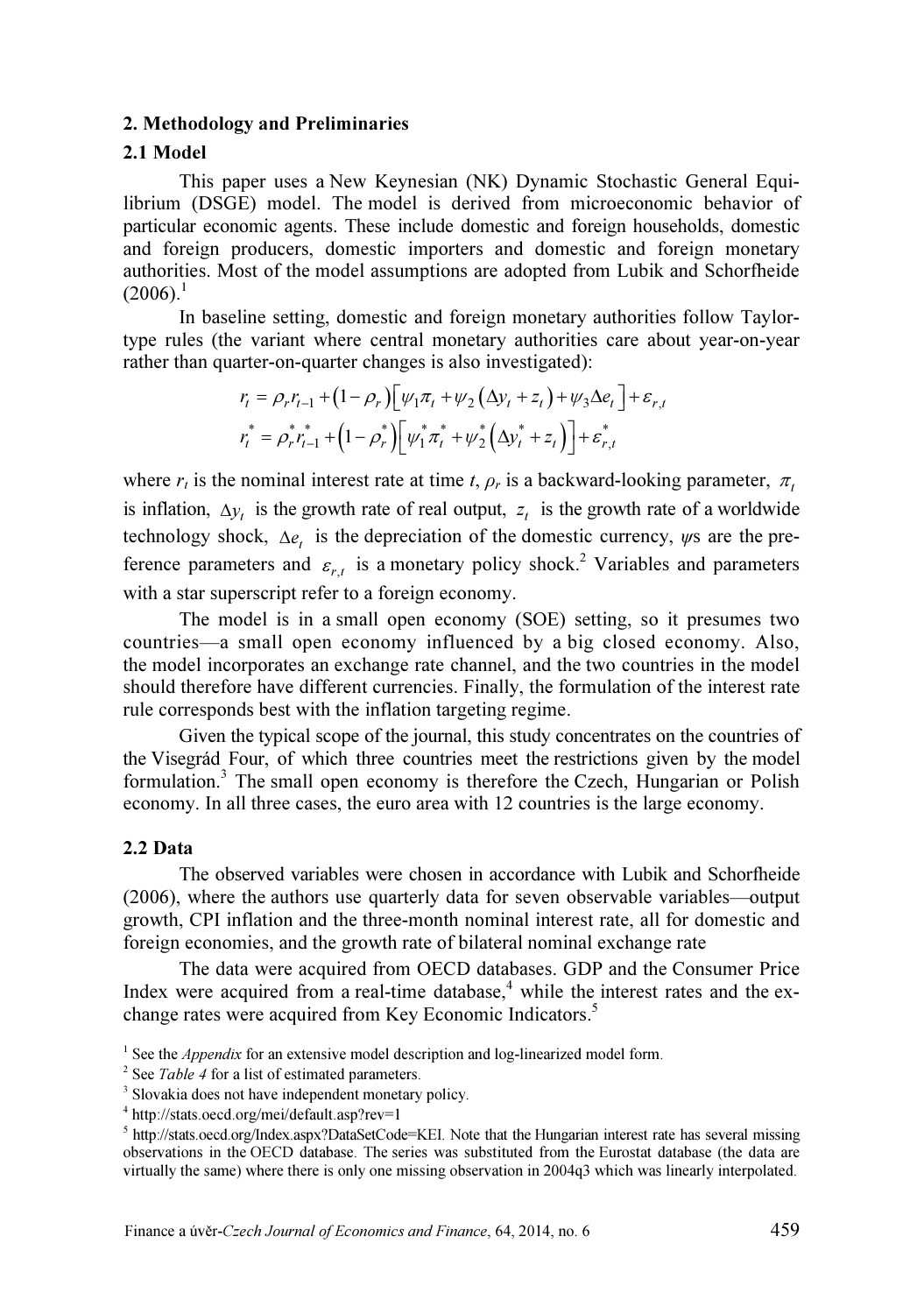## 2. Methodology and Preliminaries

### 2.1 Model

This paper uses a New Keynesian (NK) Dynamic Stochastic General Equilibrium (DSGE) model. The model is derived from microeconomic behavior of particular economic agents. These include domestic and foreign households, domestic and foreign producers, domestic importers and domestic and foreign monetary authorities. Most of the model assumptions are adopted from Lubik and Schorfheide (2006).[1]

In baseline setting, domestic and foreign monetary authorities follow Taylor-type rules (the variant where central monetary authorities care about year-on-year rather than quarter-on-quarter changes is also investigated):

$$r_t = \rho_r r_{t-1} + (1-\rho_r)\left[\psi_1 \pi_t + \psi_2 \left(\Delta y_t + z_t\right) + \psi_3 \Delta e_t\right] + \varepsilon_{r,t}$$

$$r_t^* = \rho_r^* r_{t-1}^* + \left(1-\rho_r^*\right)\left[\psi_1^* \pi_t^* + \psi_2^* \left(\Delta y_t^* + z_t\right)\right] + \varepsilon_{r,t}^*$$

where $r_t$ is the nominal interest rate at time $t$, $\rho_r$ is a backward-looking parameter, $\pi_t$ is inflation, $\Delta y_t$ is the growth rate of real output, $z_t$ is the growth rate of a worldwide technology shock, $\Delta e_t$ is the depreciation of the domestic currency, $\psi$s are the preference parameters and $\varepsilon_{r,t}$ is a monetary policy shock.[2] Variables and parameters with a star superscript refer to a foreign economy.

The model is in a small open economy (SOE) setting, so it presumes two countries—a small open economy influenced by a big closed economy. Also, the model incorporates an exchange rate channel, and the two countries in the model should therefore have different currencies. Finally, the formulation of the interest rate rule corresponds best with the inflation targeting regime.

Given the typical scope of the journal, this study concentrates on the countries of the Visegrád Four, of which three countries meet the restrictions given by the model formulation.[3] The small open economy is therefore the Czech, Hungarian or Polish economy. In all three cases, the euro area with 12 countries is the large economy.

### 2.2 Data

The observed variables were chosen in accordance with Lubik and Schorfheide (2006), where the authors use quarterly data for seven observable variables—output growth, CPI inflation and the three-month nominal interest rate, all for domestic and foreign economies, and the growth rate of bilateral nominal exchange rate

The data were acquired from OECD databases. GDP and the Consumer Price Index were acquired from a real-time database,[4] while the interest rates and the exchange rates were acquired from Key Economic Indicators.[5]

[1] See the *Appendix* for an extensive model description and log-linearized model form.

[2] See *Table 4* for a list of estimated parameters.

[3] Slovakia does not have independent monetary policy.

[4] http://stats.oecd.org/mei/default.asp?rev=1

[5] http://stats.oecd.org/Index.aspx?DataSetCode=KEI. Note that the Hungarian interest rate has several missing observations in the OECD database. The series was substituted from the Eurostat database (the data are virtually the same) where there is only one missing observation in 2004q3 which was linearly interpolated.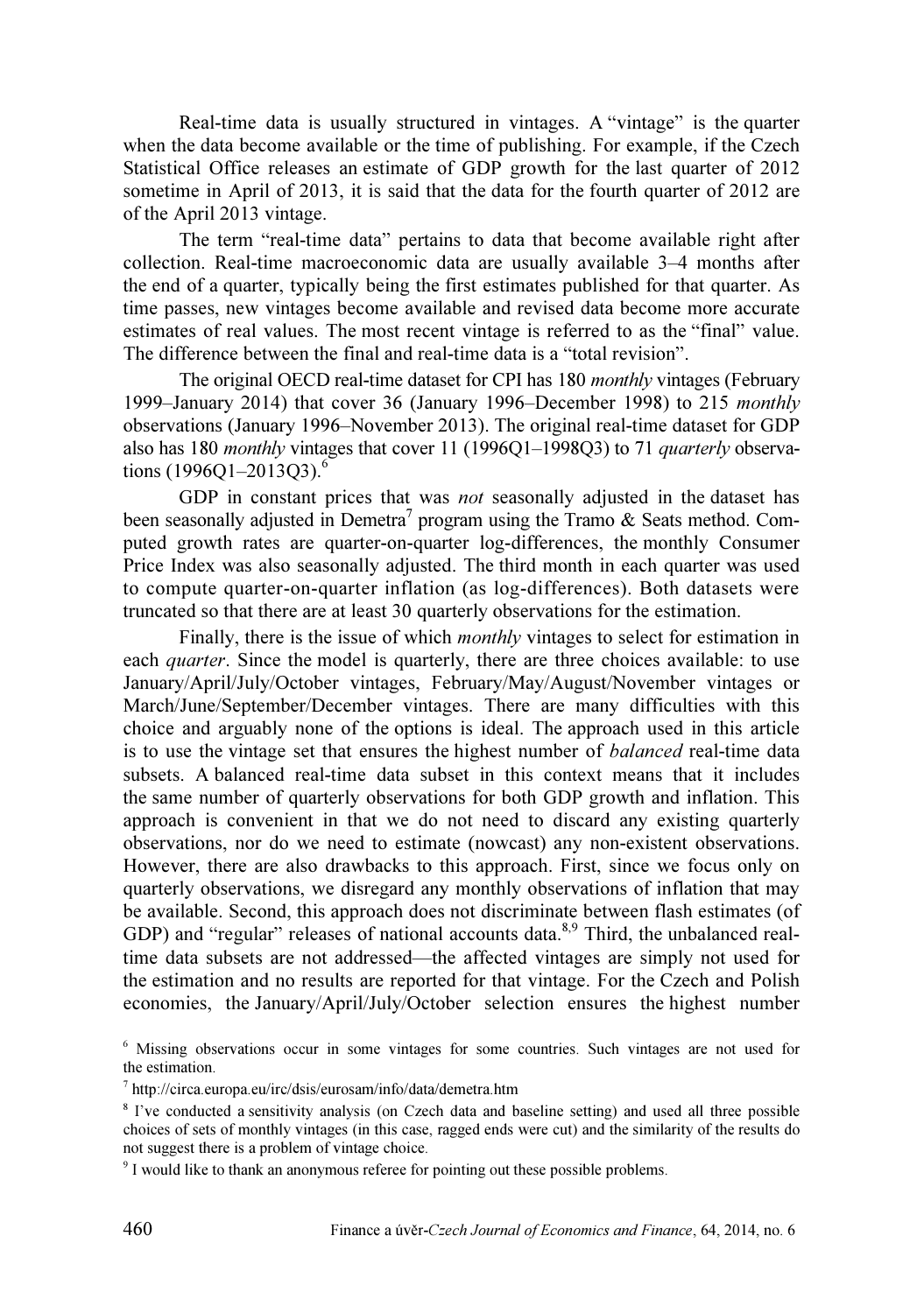Real-time data is usually structured in vintages. A "vintage" is the quarter when the data become available or the time of publishing. For example, if the Czech Statistical Office releases an estimate of GDP growth for the last quarter of 2012 sometime in April of 2013, it is said that the data for the fourth quarter of 2012 are of the April 2013 vintage.

The term "real-time data" pertains to data that become available right after collection. Real-time macroeconomic data are usually available 3–4 months after the end of a quarter, typically being the first estimates published for that quarter. As time passes, new vintages become available and revised data become more accurate estimates of real values. The most recent vintage is referred to as the "final" value. The difference between the final and real-time data is a "total revision".

The original OECD real-time dataset for CPI has 180 *monthly* vintages (February 1999–January 2014) that cover 36 (January 1996–December 1998) to 215 *monthly* observations (January 1996–November 2013). The original real-time dataset for GDP also has 180 *monthly* vintages that cover 11 (1996Q1–1998Q3) to 71 *quarterly* observations (1996Q1–2013Q3).[6]

GDP in constant prices that was *not* seasonally adjusted in the dataset has been seasonally adjusted in Demetra[7] program using the Tramo & Seats method. Computed growth rates are quarter-on-quarter log-differences, the monthly Consumer Price Index was also seasonally adjusted. The third month in each quarter was used to compute quarter-on-quarter inflation (as log-differences). Both datasets were truncated so that there are at least 30 quarterly observations for the estimation.

Finally, there is the issue of which *monthly* vintages to select for estimation in each *quarter*. Since the model is quarterly, there are three choices available: to use January/April/July/October vintages, February/May/August/November vintages or March/June/September/December vintages. There are many difficulties with this choice and arguably none of the options is ideal. The approach used in this article is to use the vintage set that ensures the highest number of *balanced* real-time data subsets. A balanced real-time data subset in this context means that it includes the same number of quarterly observations for both GDP growth and inflation. This approach is convenient in that we do not need to discard any existing quarterly observations, nor do we need to estimate (nowcast) any non-existent observations. However, there are also drawbacks to this approach. First, since we focus only on quarterly observations, we disregard any monthly observations of inflation that may be available. Second, this approach does not discriminate between flash estimates (of GDP) and "regular" releases of national accounts data.[8,9] Third, the unbalanced real-time data subsets are not addressed—the affected vintages are simply not used for the estimation and no results are reported for that vintage. For the Czech and Polish economies, the January/April/July/October selection ensures the highest number

[6] Missing observations occur in some vintages for some countries. Such vintages are not used for the estimation.

[7] http://circa.europa.eu/irc/dsis/eurosam/info/data/demetra.htm

[8] I've conducted a sensitivity analysis (on Czech data and baseline setting) and used all three possible choices of sets of monthly vintages (in this case, ragged ends were cut) and the similarity of the results do not suggest there is a problem of vintage choice.

[9] I would like to thank an anonymous referee for pointing out these possible problems.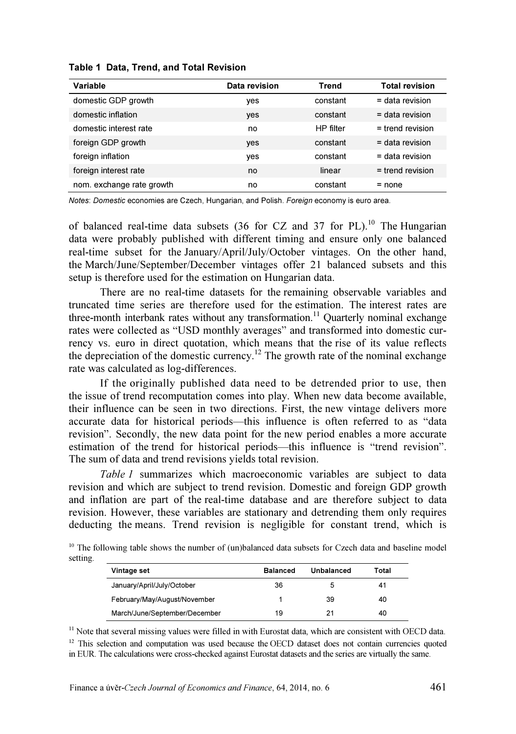**Table 1 Data, Trend, and Total Revision**

| Variable | Data revision | Trend | Total revision |
|---|---|---|---|
| domestic GDP growth | yes | constant | = data revision |
| domestic inflation | yes | constant | = data revision |
| domestic interest rate | no | HP filter | = trend revision |
| foreign GDP growth | yes | constant | = data revision |
| foreign inflation | yes | constant | = data revision |
| foreign interest rate | no | linear | = trend revision |
| nom. exchange rate growth | no | constant | = none |

*Notes*: *Domestic* economies are Czech, Hungarian, and Polish. *Foreign* economy is euro area.

of balanced real-time data subsets (36 for CZ and 37 for PL).[10] The Hungarian data were probably published with different timing and ensure only one balanced real-time subset for the January/April/July/October vintages. On the other hand, the March/June/September/December vintages offer 21 balanced subsets and this setup is therefore used for the estimation on Hungarian data.

There are no real-time datasets for the remaining observable variables and truncated time series are therefore used for the estimation. The interest rates are three-month interbank rates without any transformation.[11] Quarterly nominal exchange rates were collected as "USD monthly averages" and transformed into domestic currency vs. euro in direct quotation, which means that the rise of its value reflects the depreciation of the domestic currency.[12] The growth rate of the nominal exchange rate was calculated as log-differences.

If the originally published data need to be detrended prior to use, then the issue of trend recomputation comes into play. When new data become available, their influence can be seen in two directions. First, the new vintage delivers more accurate data for historical periods—this influence is often referred to as "data revision". Secondly, the new data point for the new period enables a more accurate estimation of the trend for historical periods—this influence is "trend revision". The sum of data and trend revisions yields total revision.

*Table 1* summarizes which macroeconomic variables are subject to data revision and which are subject to trend revision. Domestic and foreign GDP growth and inflation are part of the real-time database and are therefore subject to data revision. However, these variables are stationary and detrending them only requires deducting the means. Trend revision is negligible for constant trend, which is

[10] The following table shows the number of (un)balanced data subsets for Czech data and baseline model setting.

| Vintage set | Balanced | Unbalanced | Total |
|---|---|---|---|
| January/April/July/October | 36 | 5 | 41 |
| February/May/August/November | 1 | 39 | 40 |
| March/June/September/December | 19 | 21 | 40 |

[11] Note that several missing values were filled in with Eurostat data, which are consistent with OECD data.

[12] This selection and computation was used because the OECD dataset does not contain currencies quoted in EUR. The calculations were cross-checked against Eurostat datasets and the series are virtually the same.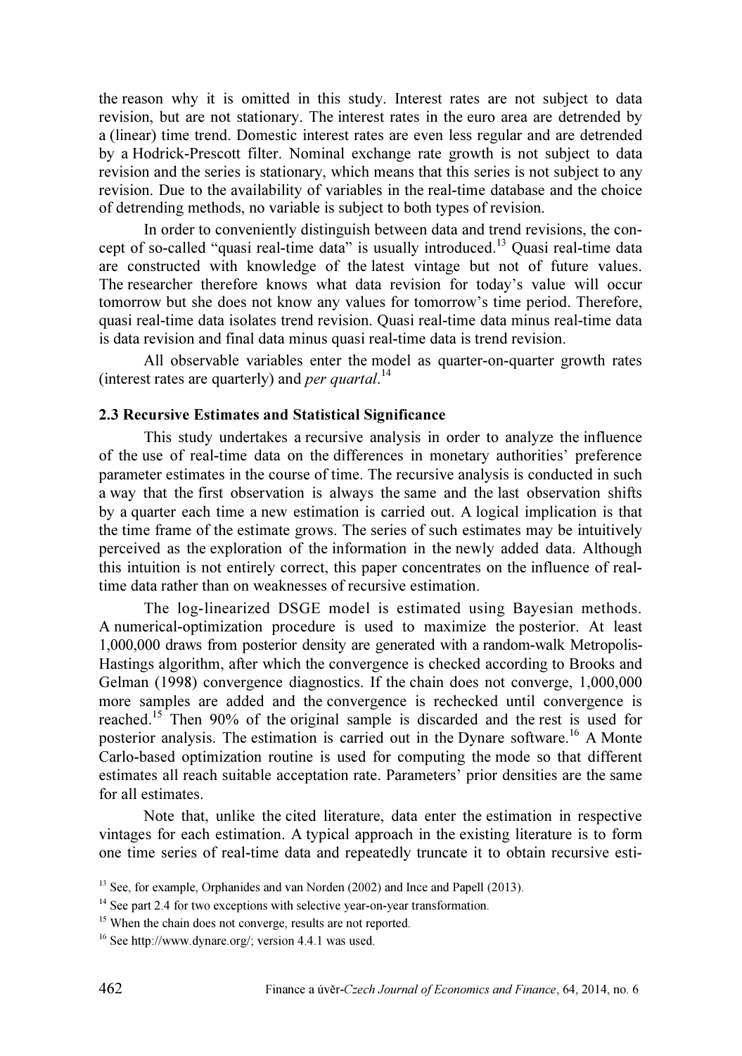the reason why it is omitted in this study. Interest rates are not subject to data revision, but are not stationary. The interest rates in the euro area are detrended by a (linear) time trend. Domestic interest rates are even less regular and are detrended by a Hodrick-Prescott filter. Nominal exchange rate growth is not subject to data revision and the series is stationary, which means that this series is not subject to any revision. Due to the availability of variables in the real-time database and the choice of detrending methods, no variable is subject to both types of revision.

In order to conveniently distinguish between data and trend revisions, the concept of so-called "quasi real-time data" is usually introduced.[13] Quasi real-time data are constructed with knowledge of the latest vintage but not of future values. The researcher therefore knows what data revision for today's value will occur tomorrow but she does not know any values for tomorrow's time period. Therefore, quasi real-time data isolates trend revision. Quasi real-time data minus real-time data is data revision and final data minus quasi real-time data is trend revision.

All observable variables enter the model as quarter-on-quarter growth rates (interest rates are quarterly) and *per quartal*.[14]

### 2.3 Recursive Estimates and Statistical Significance

This study undertakes a recursive analysis in order to analyze the influence of the use of real-time data on the differences in monetary authorities' preference parameter estimates in the course of time. The recursive analysis is conducted in such a way that the first observation is always the same and the last observation shifts by a quarter each time a new estimation is carried out. A logical implication is that the time frame of the estimate grows. The series of such estimates may be intuitively perceived as the exploration of the information in the newly added data. Although this intuition is not entirely correct, this paper concentrates on the influence of real-time data rather than on weaknesses of recursive estimation.

The log-linearized DSGE model is estimated using Bayesian methods. A numerical-optimization procedure is used to maximize the posterior. At least 1,000,000 draws from posterior density are generated with a random-walk Metropolis-Hastings algorithm, after which the convergence is checked according to Brooks and Gelman (1998) convergence diagnostics. If the chain does not converge, 1,000,000 more samples are added and the convergence is rechecked until convergence is reached.[15] Then 90% of the original sample is discarded and the rest is used for posterior analysis. The estimation is carried out in the Dynare software.[16] A Monte Carlo-based optimization routine is used for computing the mode so that different estimates all reach suitable acceptation rate. Parameters' prior densities are the same for all estimates.

Note that, unlike the cited literature, data enter the estimation in respective vintages for each estimation. A typical approach in the existing literature is to form one time series of real-time data and repeatedly truncate it to obtain recursive esti-

[13] See, for example, Orphanides and van Norden (2002) and Ince and Papell (2013).

[14] See part 2.4 for two exceptions with selective year-on-year transformation.

[15] When the chain does not converge, results are not reported.

[16] See http://www.dynare.org/; version 4.4.1 was used.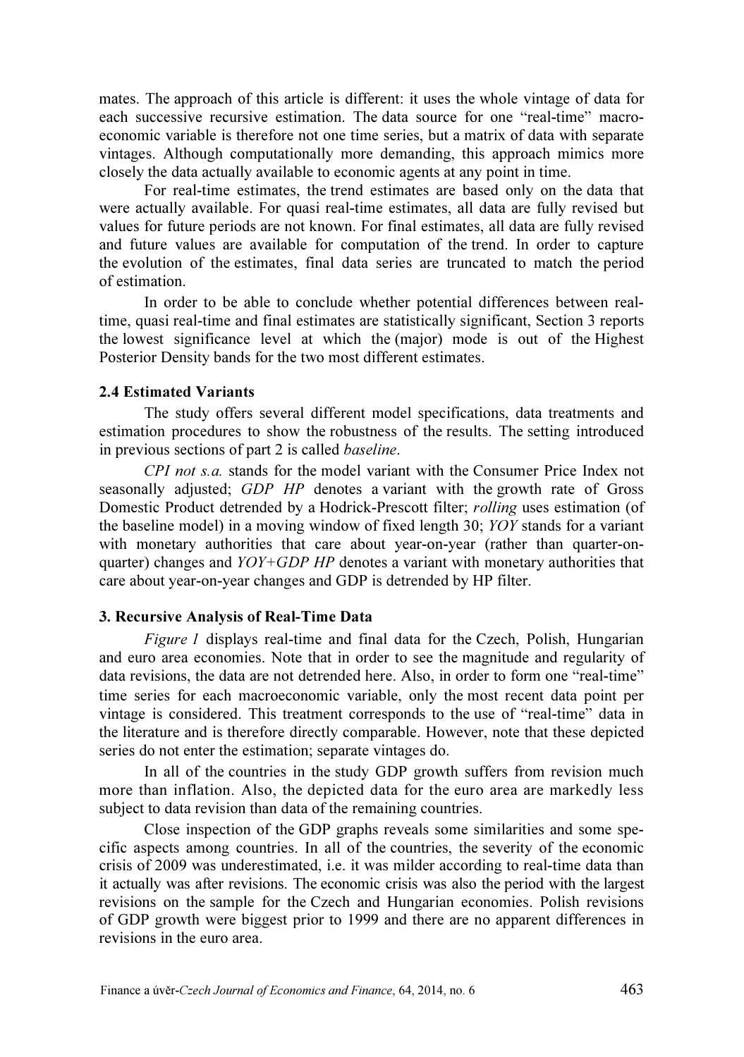mates. The approach of this article is different: it uses the whole vintage of data for each successive recursive estimation. The data source for one "real-time" macroeconomic variable is therefore not one time series, but a matrix of data with separate vintages. Although computationally more demanding, this approach mimics more closely the data actually available to economic agents at any point in time.

For real-time estimates, the trend estimates are based only on the data that were actually available. For quasi real-time estimates, all data are fully revised but values for future periods are not known. For final estimates, all data are fully revised and future values are available for computation of the trend. In order to capture the evolution of the estimates, final data series are truncated to match the period of estimation.

In order to be able to conclude whether potential differences between real-time, quasi real-time and final estimates are statistically significant, Section 3 reports the lowest significance level at which the (major) mode is out of the Highest Posterior Density bands for the two most different estimates.

### 2.4 Estimated Variants

The study offers several different model specifications, data treatments and estimation procedures to show the robustness of the results. The setting introduced in previous sections of part 2 is called *baseline*.

*CPI not s.a.* stands for the model variant with the Consumer Price Index not seasonally adjusted; *GDP HP* denotes a variant with the growth rate of Gross Domestic Product detrended by a Hodrick-Prescott filter; *rolling* uses estimation (of the baseline model) in a moving window of fixed length 30; *YOY* stands for a variant with monetary authorities that care about year-on-year (rather than quarter-on-quarter) changes and *YOY+GDP HP* denotes a variant with monetary authorities that care about year-on-year changes and GDP is detrended by HP filter.

## 3. Recursive Analysis of Real-Time Data

*Figure 1* displays real-time and final data for the Czech, Polish, Hungarian and euro area economies. Note that in order to see the magnitude and regularity of data revisions, the data are not detrended here. Also, in order to form one "real-time" time series for each macroeconomic variable, only the most recent data point per vintage is considered. This treatment corresponds to the use of "real-time" data in the literature and is therefore directly comparable. However, note that these depicted series do not enter the estimation; separate vintages do.

In all of the countries in the study GDP growth suffers from revision much more than inflation. Also, the depicted data for the euro area are markedly less subject to data revision than data of the remaining countries.

Close inspection of the GDP graphs reveals some similarities and some specific aspects among countries. In all of the countries, the severity of the economic crisis of 2009 was underestimated, i.e. it was milder according to real-time data than it actually was after revisions. The economic crisis was also the period with the largest revisions on the sample for the Czech and Hungarian economies. Polish revisions of GDP growth were biggest prior to 1999 and there are no apparent differences in revisions in the euro area.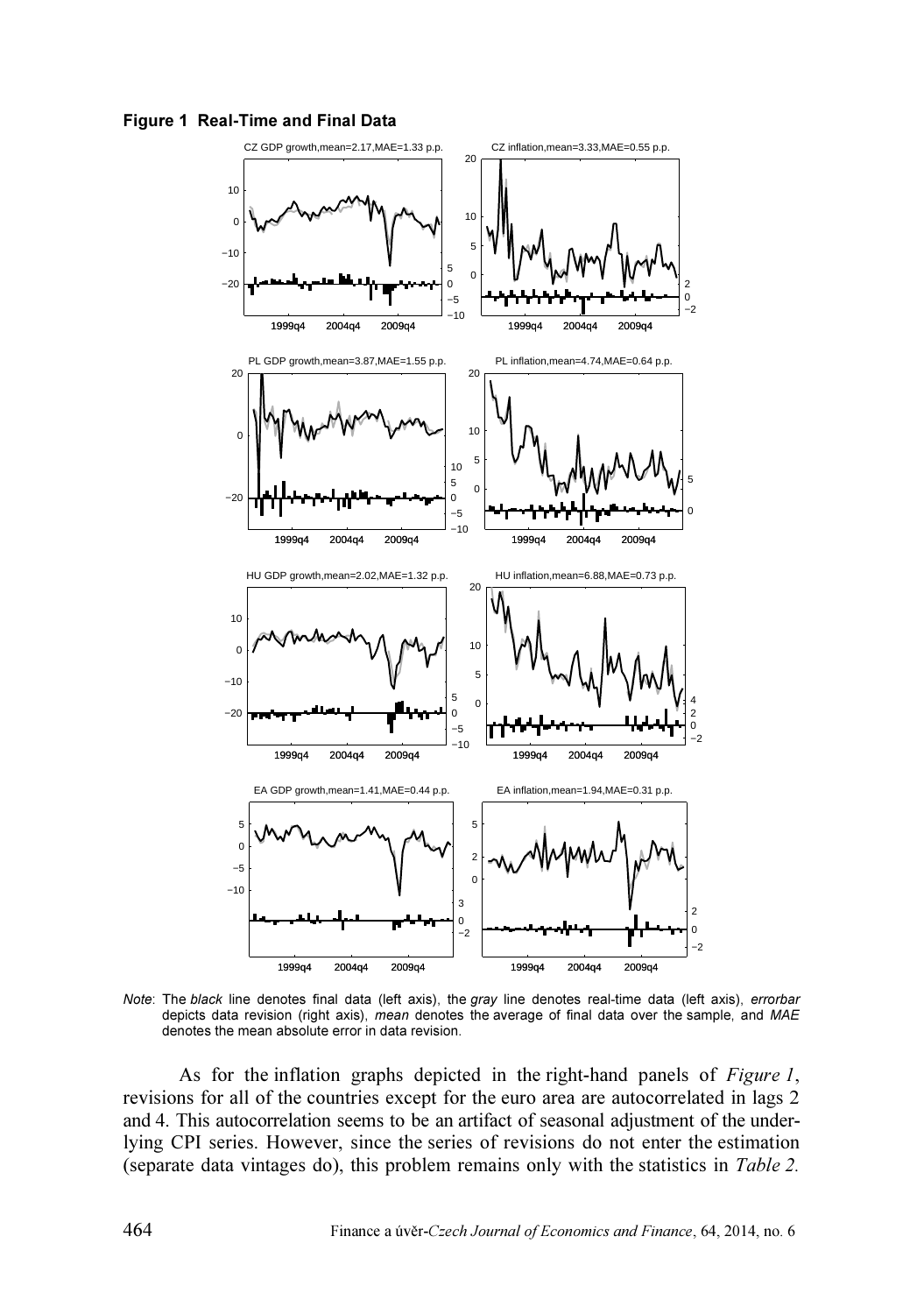**Figure 1 Real-Time and Final Data**

*Note*: The *black* line denotes final data (left axis), the *gray* line denotes real-time data (left axis), *errorbar* depicts data revision (right axis), *mean* denotes the average of final data over the sample, and *MAE* denotes the mean absolute error in data revision.

As for the inflation graphs depicted in the right-hand panels of *Figure 1*, revisions for all of the countries except for the euro area are autocorrelated in lags 2 and 4. This autocorrelation seems to be an artifact of seasonal adjustment of the underlying CPI series. However, since the series of revisions do not enter the estimation (separate data vintages do), this problem remains only with the statistics in *Table 2.*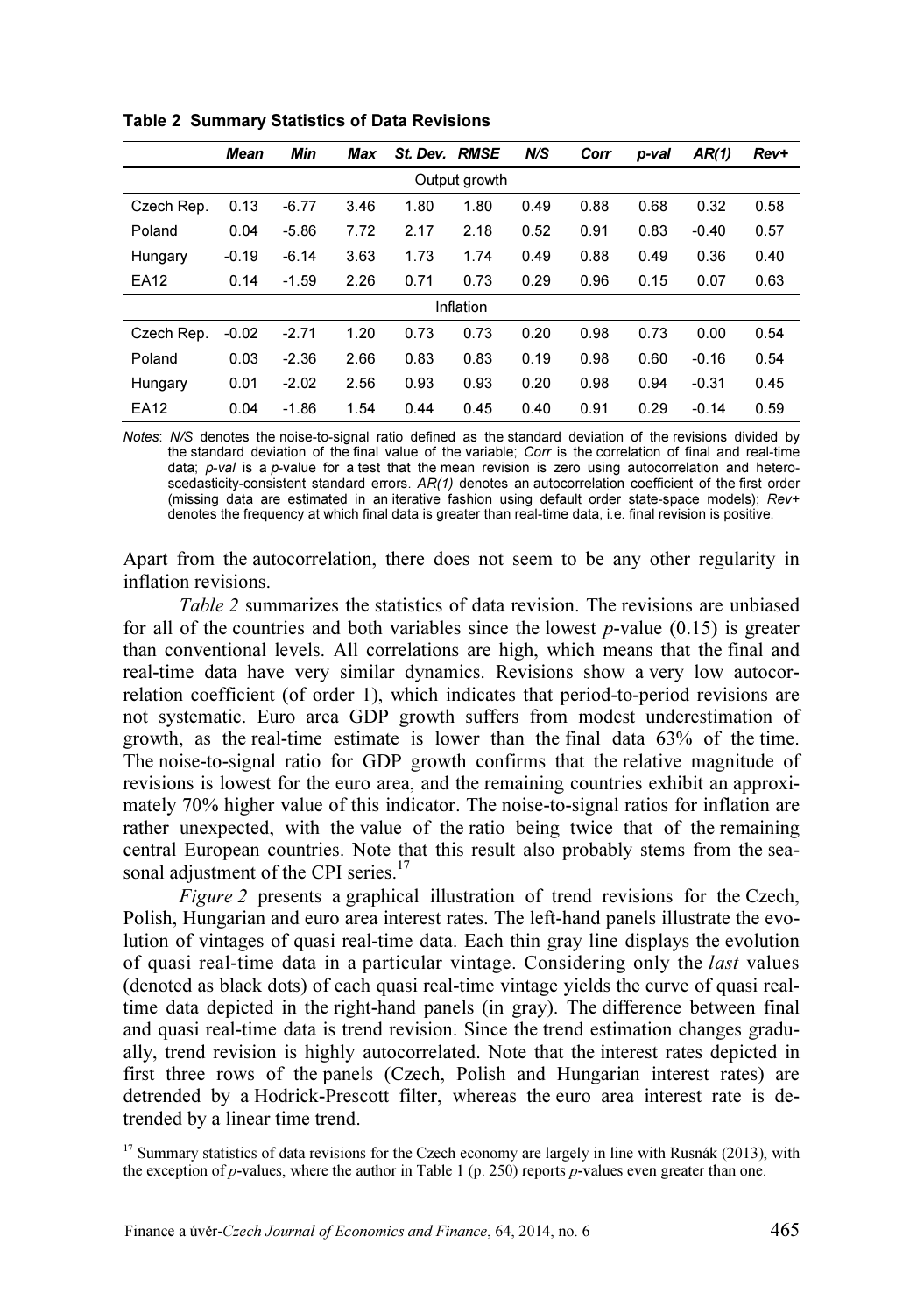**Table 2 Summary Statistics of Data Revisions**

| | *Mean* | *Min* | *Max* | *St. Dev.* | *RMSE* | *N/S* | *Corr* | *p-val* | *AR(1)* | *Rev+* |
|---|---|---|---|---|---|---|---|---|---|---|
| | | | | | Output growth | | | | | |
| Czech Rep. | 0.13 | -6.77 | 3.46 | 1.80 | 1.80 | 0.49 | 0.88 | 0.68 | 0.32 | 0.58 |
| Poland | 0.04 | -5.86 | 7.72 | 2.17 | 2.18 | 0.52 | 0.91 | 0.83 | -0.40 | 0.57 |
| Hungary | -0.19 | -6.14 | 3.63 | 1.73 | 1.74 | 0.49 | 0.88 | 0.49 | 0.36 | 0.40 |
| EA12 | 0.14 | -1.59 | 2.26 | 0.71 | 0.73 | 0.29 | 0.96 | 0.15 | 0.07 | 0.63 |
| | | | | | Inflation | | | | | |
| Czech Rep. | -0.02 | -2.71 | 1.20 | 0.73 | 0.73 | 0.20 | 0.98 | 0.73 | 0.00 | 0.54 |
| Poland | 0.03 | -2.36 | 2.66 | 0.83 | 0.83 | 0.19 | 0.98 | 0.60 | -0.16 | 0.54 |
| Hungary | 0.01 | -2.02 | 2.56 | 0.93 | 0.93 | 0.20 | 0.98 | 0.94 | -0.31 | 0.45 |
| EA12 | 0.04 | -1.86 | 1.54 | 0.44 | 0.45 | 0.40 | 0.91 | 0.29 | -0.14 | 0.59 |

*Notes*: *N/S* denotes the noise-to-signal ratio defined as the standard deviation of the revisions divided by the standard deviation of the final value of the variable; *Corr* is the correlation of final and real-time data; *p-val* is a *p*-value for a test that the mean revision is zero using autocorrelation and heteroscedasticity-consistent standard errors. *AR(1)* denotes an autocorrelation coefficient of the first order (missing data are estimated in an iterative fashion using default order state-space models); *Rev+* denotes the frequency at which final data is greater than real-time data, i.e. final revision is positive.

Apart from the autocorrelation, there does not seem to be any other regularity in inflation revisions.

*Table 2* summarizes the statistics of data revision. The revisions are unbiased for all of the countries and both variables since the lowest *p*-value (0.15) is greater than conventional levels. All correlations are high, which means that the final and real-time data have very similar dynamics. Revisions show a very low autocorrelation coefficient (of order 1), which indicates that period-to-period revisions are not systematic. Euro area GDP growth suffers from modest underestimation of growth, as the real-time estimate is lower than the final data 63% of the time. The noise-to-signal ratio for GDP growth confirms that the relative magnitude of revisions is lowest for the euro area, and the remaining countries exhibit an approximately 70% higher value of this indicator. The noise-to-signal ratios for inflation are rather unexpected, with the value of the ratio being twice that of the remaining central European countries. Note that this result also probably stems from the seasonal adjustment of the CPI series.[17]

*Figure 2* presents a graphical illustration of trend revisions for the Czech, Polish, Hungarian and euro area interest rates. The left-hand panels illustrate the evolution of vintages of quasi real-time data. Each thin gray line displays the evolution of quasi real-time data in a particular vintage. Considering only the *last* values (denoted as black dots) of each quasi real-time vintage yields the curve of quasi real-time data depicted in the right-hand panels (in gray). The difference between final and quasi real-time data is trend revision. Since the trend estimation changes gradually, trend revision is highly autocorrelated. Note that the interest rates depicted in first three rows of the panels (Czech, Polish and Hungarian interest rates) are detrended by a Hodrick-Prescott filter, whereas the euro area interest rate is detrended by a linear time trend.

[17] Summary statistics of data revisions for the Czech economy are largely in line with Rusnák (2013), with the exception of *p*-values, where the author in Table 1 (p. 250) reports *p*-values even greater than one.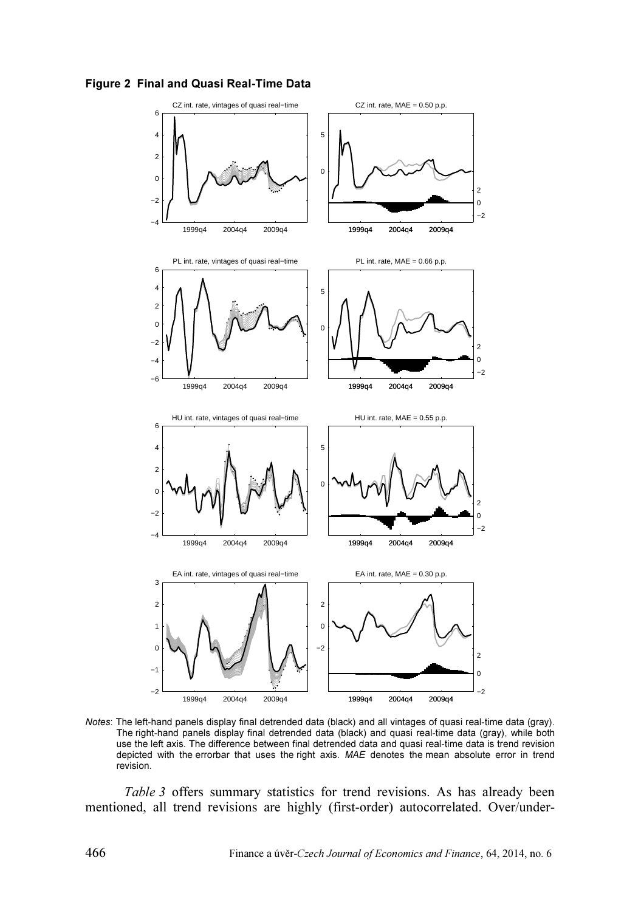**Figure 2 Final and Quasi Real-Time Data**

*Notes*: The left-hand panels display final detrended data (black) and all vintages of quasi real-time data (gray). The right-hand panels display final detrended data (black) and quasi real-time data (gray), while both use the left axis. The difference between final detrended data and quasi real-time data is trend revision depicted with the errorbar that uses the right axis. *MAE* denotes the mean absolute error in trend revision.

*Table 3* offers summary statistics for trend revisions. As has already been mentioned, all trend revisions are highly (first-order) autocorrelated. Over/under-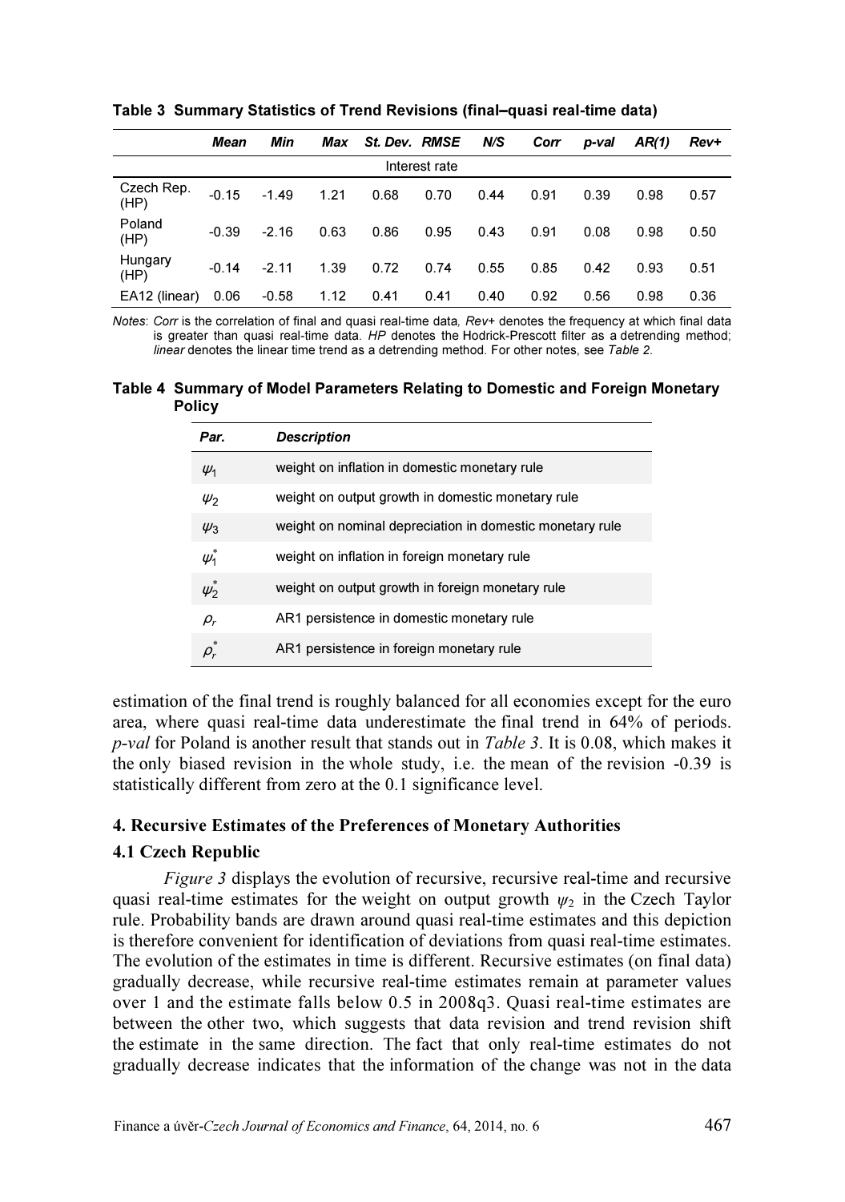**Table 3 Summary Statistics of Trend Revisions (final–quasi real-time data)**

| | *Mean* | *Min* | *Max* | *St. Dev.* | *RMSE* | *N/S* | *Corr* | *p-val* | *AR(1)* | *Rev+* |
|---|---|---|---|---|---|---|---|---|---|---|
| | | | | | Interest rate | | | | | |
| Czech Rep. (HP) | -0.15 | -1.49 | 1.21 | 0.68 | 0.70 | 0.44 | 0.91 | 0.39 | 0.98 | 0.57 |
| Poland (HP) | -0.39 | -2.16 | 0.63 | 0.86 | 0.95 | 0.43 | 0.91 | 0.08 | 0.98 | 0.50 |
| Hungary (HP) | -0.14 | -2.11 | 1.39 | 0.72 | 0.74 | 0.55 | 0.85 | 0.42 | 0.93 | 0.51 |
| EA12 (linear) | 0.06 | -0.58 | 1.12 | 0.41 | 0.41 | 0.40 | 0.92 | 0.56 | 0.98 | 0.36 |

*Notes*: *Corr* is the correlation of final and quasi real-time data, *Rev+* denotes the frequency at which final data is greater than quasi real-time data. *HP* denotes the Hodrick-Prescott filter as a detrending method; *linear* denotes the linear time trend as a detrending method. For other notes, see *Table 2*.

**Table 4 Summary of Model Parameters Relating to Domestic and Foreign Monetary Policy**

| *Par.* | *Description* |
|---|---|
| $\psi_1$ | weight on inflation in domestic monetary rule |
| $\psi_2$ | weight on output growth in domestic monetary rule |
| $\psi_3$ | weight on nominal depreciation in domestic monetary rule |
| $\psi_1^*$ | weight on inflation in foreign monetary rule |
| $\psi_2^*$ | weight on output growth in foreign monetary rule |
| $\rho_r$ | AR1 persistence in domestic monetary rule |
| $\rho_r^*$ | AR1 persistence in foreign monetary rule |

estimation of the final trend is roughly balanced for all economies except for the euro area, where quasi real-time data underestimate the final trend in 64% of periods. *p-val* for Poland is another result that stands out in *Table 3*. It is 0.08, which makes it the only biased revision in the whole study, i.e. the mean of the revision -0.39 is statistically different from zero at the 0.1 significance level.

## 4. Recursive Estimates of the Preferences of Monetary Authorities

### 4.1 Czech Republic

*Figure 3* displays the evolution of recursive, recursive real-time and recursive quasi real-time estimates for the weight on output growth $\psi_2$ in the Czech Taylor rule. Probability bands are drawn around quasi real-time estimates and this depiction is therefore convenient for identification of deviations from quasi real-time estimates. The evolution of the estimates in time is different. Recursive estimates (on final data) gradually decrease, while recursive real-time estimates remain at parameter values over 1 and the estimate falls below 0.5 in 2008q3. Quasi real-time estimates are between the other two, which suggests that data revision and trend revision shift the estimate in the same direction. The fact that only real-time estimates do not gradually decrease indicates that the information of the change was not in the data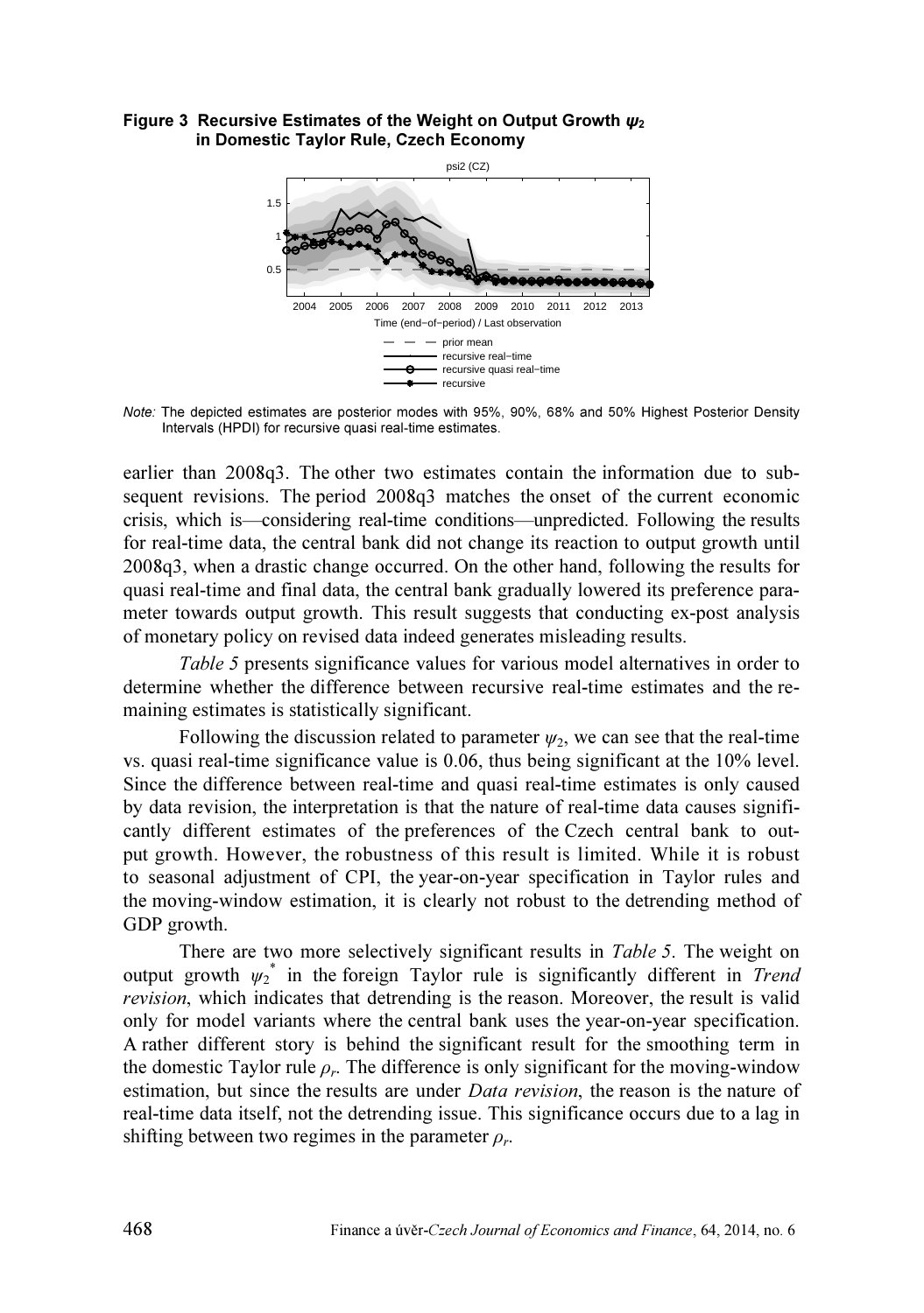**Figure 3 Recursive Estimates of the Weight on Output Growth $\psi_2$ in Domestic Taylor Rule, Czech Economy**

*Note:* The depicted estimates are posterior modes with 95%, 90%, 68% and 50% Highest Posterior Density Intervals (HPDI) for recursive quasi real-time estimates.

earlier than 2008q3. The other two estimates contain the information due to subsequent revisions. The period 2008q3 matches the onset of the current economic crisis, which is—considering real-time conditions—unpredicted. Following the results for real-time data, the central bank did not change its reaction to output growth until 2008q3, when a drastic change occurred. On the other hand, following the results for quasi real-time and final data, the central bank gradually lowered its preference parameter towards output growth. This result suggests that conducting ex-post analysis of monetary policy on revised data indeed generates misleading results.

*Table 5* presents significance values for various model alternatives in order to determine whether the difference between recursive real-time estimates and the remaining estimates is statistically significant.

Following the discussion related to parameter $\psi_2$, we can see that the real-time vs. quasi real-time significance value is 0.06, thus being significant at the 10% level. Since the difference between real-time and quasi real-time estimates is only caused by data revision, the interpretation is that the nature of real-time data causes significantly different estimates of the preferences of the Czech central bank to output growth. However, the robustness of this result is limited. While it is robust to seasonal adjustment of CPI, the year-on-year specification in Taylor rules and the moving-window estimation, it is clearly not robust to the detrending method of GDP growth.

There are two more selectively significant results in *Table 5*. The weight on output growth $\psi_2^*$ in the foreign Taylor rule is significantly different in *Trend revision*, which indicates that detrending is the reason. Moreover, the result is valid only for model variants where the central bank uses the year-on-year specification. A rather different story is behind the significant result for the smoothing term in the domestic Taylor rule $\rho_r$. The difference is only significant for the moving-window estimation, but since the results are under *Data revision*, the reason is the nature of real-time data itself, not the detrending issue. This significance occurs due to a lag in shifting between two regimes in the parameter $\rho_r$.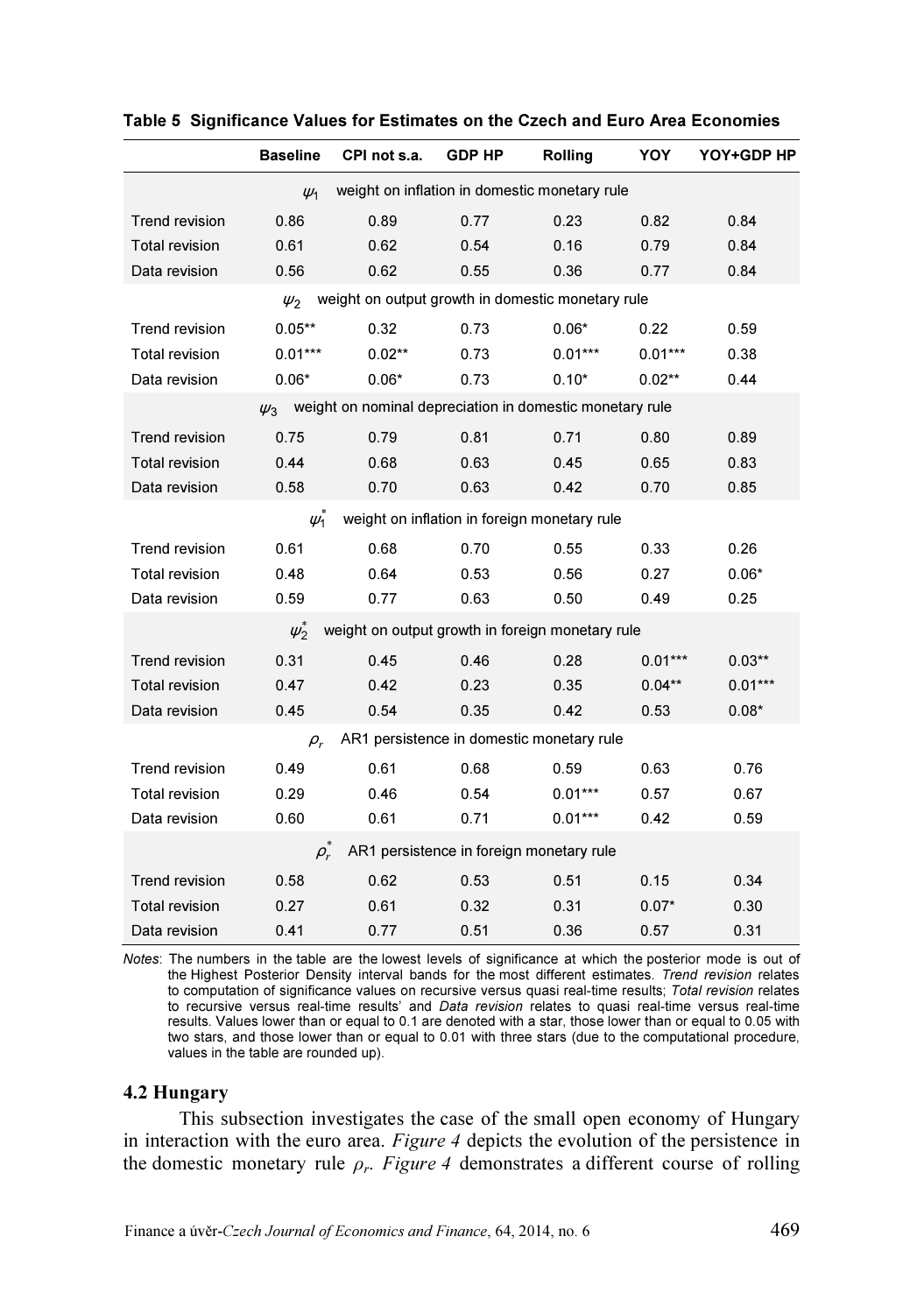**Table 5 Significance Values for Estimates on the Czech and Euro Area Economies**

| | Baseline | CPI not s.a. | GDP HP | Rolling | YOY | YOY+GDP HP |
|---|---|---|---|---|---|---|
| $\psi_1$ weight on inflation in domestic monetary rule | | | | | | |
| Trend revision | 0.86 | 0.89 | 0.77 | 0.23 | 0.82 | 0.84 |
| Total revision | 0.61 | 0.62 | 0.54 | 0.16 | 0.79 | 0.84 |
| Data revision | 0.56 | 0.62 | 0.55 | 0.36 | 0.77 | 0.84 |
| $\psi_2$ weight on output growth in domestic monetary rule | | | | | | |
| Trend revision | 0.05** | 0.32 | 0.73 | 0.06* | 0.22 | 0.59 |
| Total revision | 0.01*** | 0.02** | 0.73 | 0.01*** | 0.01*** | 0.38 |
| Data revision | 0.06* | 0.06* | 0.73 | 0.10* | 0.02** | 0.44 |
| $\psi_3$ weight on nominal depreciation in domestic monetary rule | | | | | | |
| Trend revision | 0.75 | 0.79 | 0.81 | 0.71 | 0.80 | 0.89 |
| Total revision | 0.44 | 0.68 | 0.63 | 0.45 | 0.65 | 0.83 |
| Data revision | 0.58 | 0.70 | 0.63 | 0.42 | 0.70 | 0.85 |
| $\psi_1^*$ weight on inflation in foreign monetary rule | | | | | | |
| Trend revision | 0.61 | 0.68 | 0.70 | 0.55 | 0.33 | 0.26 |
| Total revision | 0.48 | 0.64 | 0.53 | 0.56 | 0.27 | 0.06* |
| Data revision | 0.59 | 0.77 | 0.63 | 0.50 | 0.49 | 0.25 |
| $\psi_2^*$ weight on output growth in foreign monetary rule | | | | | | |
| Trend revision | 0.31 | 0.45 | 0.46 | 0.28 | 0.01*** | 0.03** |
| Total revision | 0.47 | 0.42 | 0.23 | 0.35 | 0.04** | 0.01*** |
| Data revision | 0.45 | 0.54 | 0.35 | 0.42 | 0.53 | 0.08* |
| $\rho_r$ AR1 persistence in domestic monetary rule | | | | | | |
| Trend revision | 0.49 | 0.61 | 0.68 | 0.59 | 0.63 | 0.76 |
| Total revision | 0.29 | 0.46 | 0.54 | 0.01*** | 0.57 | 0.67 |
| Data revision | 0.60 | 0.61 | 0.71 | 0.01*** | 0.42 | 0.59 |
| $\rho_r^*$ AR1 persistence in foreign monetary rule | | | | | | |
| Trend revision | 0.58 | 0.62 | 0.53 | 0.51 | 0.15 | 0.34 |
| Total revision | 0.27 | 0.61 | 0.32 | 0.31 | 0.07* | 0.30 |
| Data revision | 0.41 | 0.77 | 0.51 | 0.36 | 0.57 | 0.31 |

*Notes*: The numbers in the table are the lowest levels of significance at which the posterior mode is out of the Highest Posterior Density interval bands for the most different estimates. *Trend revision* relates to computation of significance values on recursive versus quasi real-time results; *Total revision* relates to recursive versus real-time results' and *Data revision* relates to quasi real-time versus real-time results. Values lower than or equal to 0.1 are denoted with a star, those lower than or equal to 0.05 with two stars, and those lower than or equal to 0.01 with three stars (due to the computational procedure, values in the table are rounded up).

### 4.2 Hungary

This subsection investigates the case of the small open economy of Hungary in interaction with the euro area. *Figure 4* depicts the evolution of the persistence in the domestic monetary rule $\rho_r$. *Figure 4* demonstrates a different course of rolling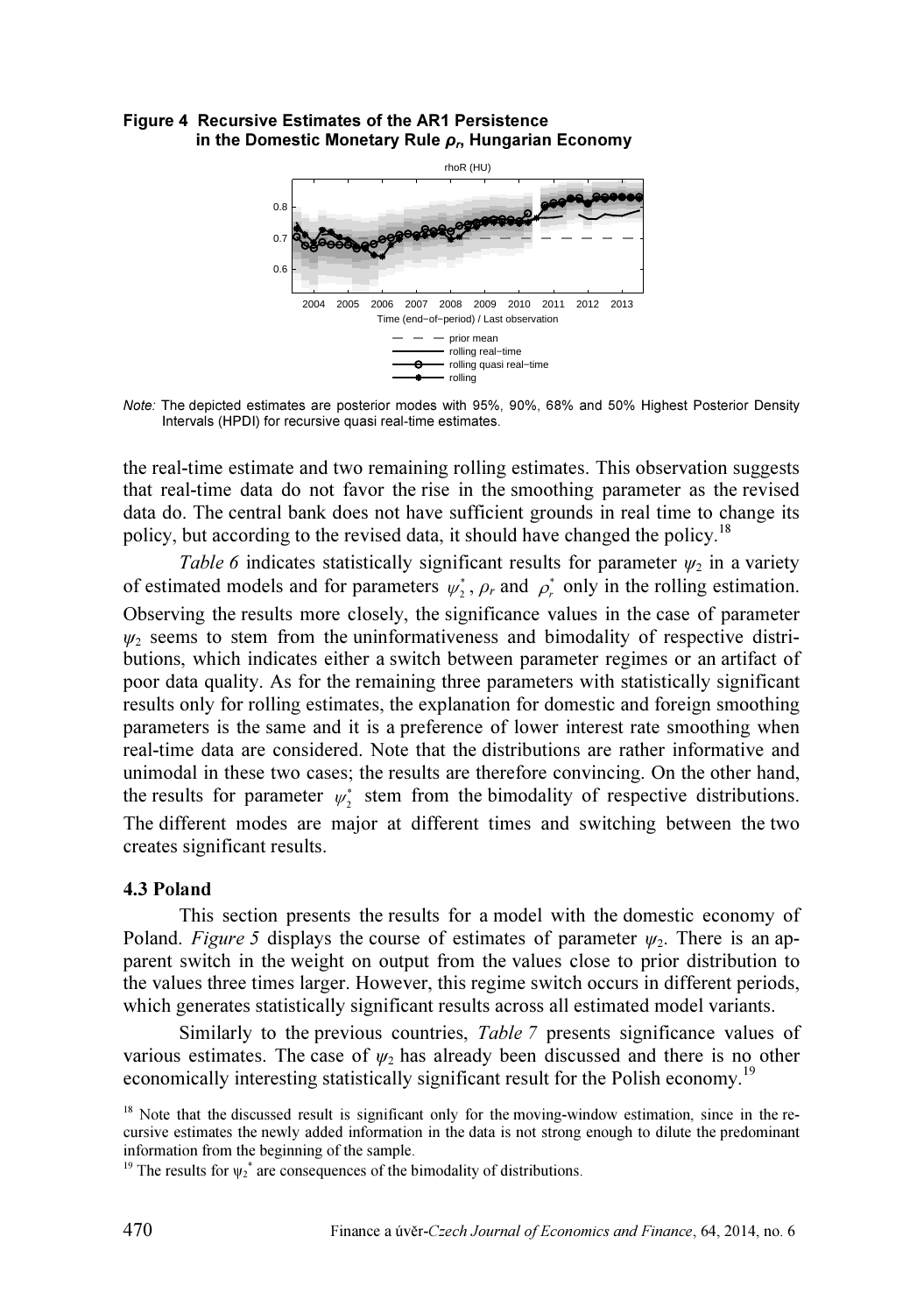**Figure 4 Recursive Estimates of the AR1 Persistence in the Domestic Monetary Rule $\rho_r$, Hungarian Economy**

*Note:* The depicted estimates are posterior modes with 95%, 90%, 68% and 50% Highest Posterior Density Intervals (HPDI) for recursive quasi real-time estimates.

the real-time estimate and two remaining rolling estimates. This observation suggests that real-time data do not favor the rise in the smoothing parameter as the revised data do. The central bank does not have sufficient grounds in real time to change its policy, but according to the revised data, it should have changed the policy.[18]

*Table 6* indicates statistically significant results for parameter $\psi_2$ in a variety of estimated models and for parameters $\psi_2^*$, $\rho_r$ and $\rho_r^*$ only in the rolling estimation. Observing the results more closely, the significance values in the case of parameter $\psi_2$ seems to stem from the uninformativeness and bimodality of respective distributions, which indicates either a switch between parameter regimes or an artifact of poor data quality. As for the remaining three parameters with statistically significant results only for rolling estimates, the explanation for domestic and foreign smoothing parameters is the same and it is a preference of lower interest rate smoothing when real-time data are considered. Note that the distributions are rather informative and unimodal in these two cases; the results are therefore convincing. On the other hand, the results for parameter $\psi_2^*$ stem from the bimodality of respective distributions. The different modes are major at different times and switching between the two creates significant results.

### 4.3 Poland

This section presents the results for a model with the domestic economy of Poland. *Figure 5* displays the course of estimates of parameter $\psi_2$. There is an apparent switch in the weight on output from the values close to prior distribution to the values three times larger. However, this regime switch occurs in different periods, which generates statistically significant results across all estimated model variants.

Similarly to the previous countries, *Table 7* presents significance values of various estimates. The case of $\psi_2$ has already been discussed and there is no other economically interesting statistically significant result for the Polish economy.[19]

[18] Note that the discussed result is significant only for the moving-window estimation, since in the recursive estimates the newly added information in the data is not strong enough to dilute the predominant information from the beginning of the sample.

[19] The results for $\psi_2^*$ are consequences of the bimodality of distributions.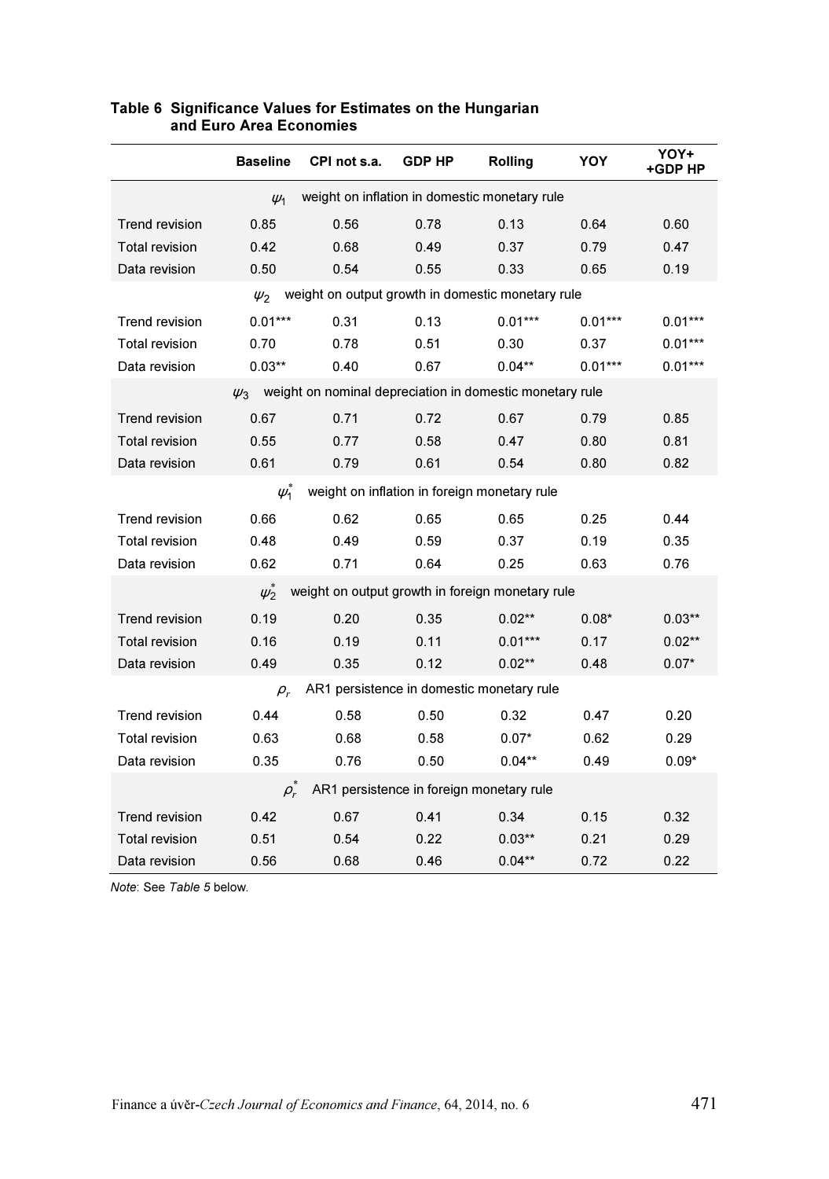**Table 6 Significance Values for Estimates on the Hungarian and Euro Area Economies**

| | Baseline | CPI not s.a. | GDP HP | Rolling | YOY | YOY+ +GDP HP |
|---|---|---|---|---|---|---|
| $\psi_1$ weight on inflation in domestic monetary rule | | | | | | |
| Trend revision | 0.85 | 0.56 | 0.78 | 0.13 | 0.64 | 0.60 |
| Total revision | 0.42 | 0.68 | 0.49 | 0.37 | 0.79 | 0.47 |
| Data revision | 0.50 | 0.54 | 0.55 | 0.33 | 0.65 | 0.19 |
| $\psi_2$ weight on output growth in domestic monetary rule | | | | | | |
| Trend revision | 0.01*** | 0.31 | 0.13 | 0.01*** | 0.01*** | 0.01*** |
| Total revision | 0.70 | 0.78 | 0.51 | 0.30 | 0.37 | 0.01*** |
| Data revision | 0.03** | 0.40 | 0.67 | 0.04** | 0.01*** | 0.01*** |
| $\psi_3$ weight on nominal depreciation in domestic monetary rule | | | | | | |
| Trend revision | 0.67 | 0.71 | 0.72 | 0.67 | 0.79 | 0.85 |
| Total revision | 0.55 | 0.77 | 0.58 | 0.47 | 0.80 | 0.81 |
| Data revision | 0.61 | 0.79 | 0.61 | 0.54 | 0.80 | 0.82 |
| $\psi_1^*$ weight on inflation in foreign monetary rule | | | | | | |
| Trend revision | 0.66 | 0.62 | 0.65 | 0.65 | 0.25 | 0.44 |
| Total revision | 0.48 | 0.49 | 0.59 | 0.37 | 0.19 | 0.35 |
| Data revision | 0.62 | 0.71 | 0.64 | 0.25 | 0.63 | 0.76 |
| $\psi_2^*$ weight on output growth in foreign monetary rule | | | | | | |
| Trend revision | 0.19 | 0.20 | 0.35 | 0.02** | 0.08* | 0.03** |
| Total revision | 0.16 | 0.19 | 0.11 | 0.01*** | 0.17 | 0.02** |
| Data revision | 0.49 | 0.35 | 0.12 | 0.02** | 0.48 | 0.07* |
| $\rho_r$ AR1 persistence in domestic monetary rule | | | | | | |
| Trend revision | 0.44 | 0.58 | 0.50 | 0.32 | 0.47 | 0.20 |
| Total revision | 0.63 | 0.68 | 0.58 | 0.07* | 0.62 | 0.29 |
| Data revision | 0.35 | 0.76 | 0.50 | 0.04** | 0.49 | 0.09* |
| $\rho_r^*$ AR1 persistence in foreign monetary rule | | | | | | |
| Trend revision | 0.42 | 0.67 | 0.41 | 0.34 | 0.15 | 0.32 |
| Total revision | 0.51 | 0.54 | 0.22 | 0.03** | 0.21 | 0.29 |
| Data revision | 0.56 | 0.68 | 0.46 | 0.04** | 0.72 | 0.22 |

*Note*: See *Table 5* below.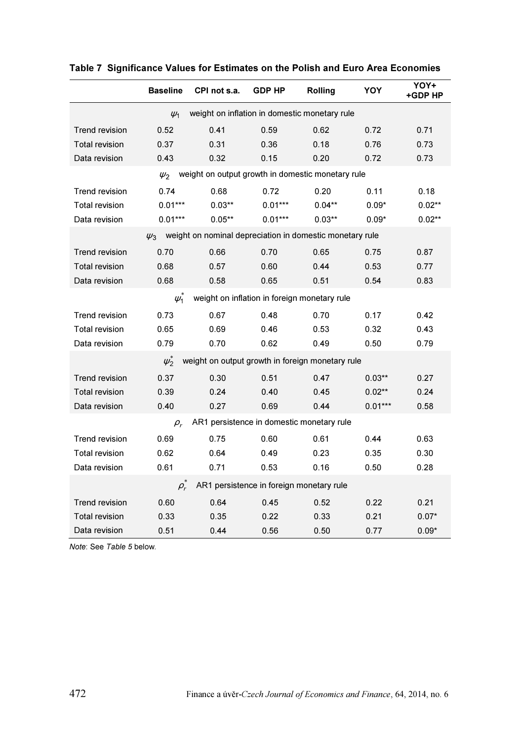**Table 7 Significance Values for Estimates on the Polish and Euro Area Economies**

| | Baseline | CPI not s.a. | GDP HP | Rolling | YOY | YOY+ +GDP HP |
|---|---|---|---|---|---|---|
| | $\psi_1$ weight on inflation in domestic monetary rule | | | | | |
| Trend revision | 0.52 | 0.41 | 0.59 | 0.62 | 0.72 | 0.71 |
| Total revision | 0.37 | 0.31 | 0.36 | 0.18 | 0.76 | 0.73 |
| Data revision | 0.43 | 0.32 | 0.15 | 0.20 | 0.72 | 0.73 |
| | $\psi_2$ weight on output growth in domestic monetary rule | | | | | |
| Trend revision | 0.74 | 0.68 | 0.72 | 0.20 | 0.11 | 0.18 |
| Total revision | 0.01*** | 0.03** | 0.01*** | 0.04** | 0.09* | 0.02** |
| Data revision | 0.01*** | 0.05** | 0.01*** | 0.03** | 0.09* | 0.02** |
| | $\psi_3$ weight on nominal depreciation in domestic monetary rule | | | | | |
| Trend revision | 0.70 | 0.66 | 0.70 | 0.65 | 0.75 | 0.87 |
| Total revision | 0.68 | 0.57 | 0.60 | 0.44 | 0.53 | 0.77 |
| Data revision | 0.68 | 0.58 | 0.65 | 0.51 | 0.54 | 0.83 |
| | $\psi_1^*$ weight on inflation in foreign monetary rule | | | | | |
| Trend revision | 0.73 | 0.67 | 0.48 | 0.70 | 0.17 | 0.42 |
| Total revision | 0.65 | 0.69 | 0.46 | 0.53 | 0.32 | 0.43 |
| Data revision | 0.79 | 0.70 | 0.62 | 0.49 | 0.50 | 0.79 |
| | $\psi_2^*$ weight on output growth in foreign monetary rule | | | | | |
| Trend revision | 0.37 | 0.30 | 0.51 | 0.47 | 0.03** | 0.27 |
| Total revision | 0.39 | 0.24 | 0.40 | 0.45 | 0.02** | 0.24 |
| Data revision | 0.40 | 0.27 | 0.69 | 0.44 | 0.01*** | 0.58 |
| | $\rho_r$ AR1 persistence in domestic monetary rule | | | | | |
| Trend revision | 0.69 | 0.75 | 0.60 | 0.61 | 0.44 | 0.63 |
| Total revision | 0.62 | 0.64 | 0.49 | 0.23 | 0.35 | 0.30 |
| Data revision | 0.61 | 0.71 | 0.53 | 0.16 | 0.50 | 0.28 |
| | $\rho_r^*$ AR1 persistence in foreign monetary rule | | | | | |
| Trend revision | 0.60 | 0.64 | 0.45 | 0.52 | 0.22 | 0.21 |
| Total revision | 0.33 | 0.35 | 0.22 | 0.33 | 0.21 | 0.07* |
| Data revision | 0.51 | 0.44 | 0.56 | 0.50 | 0.77 | 0.09* |

*Note*: See *Table 5* below.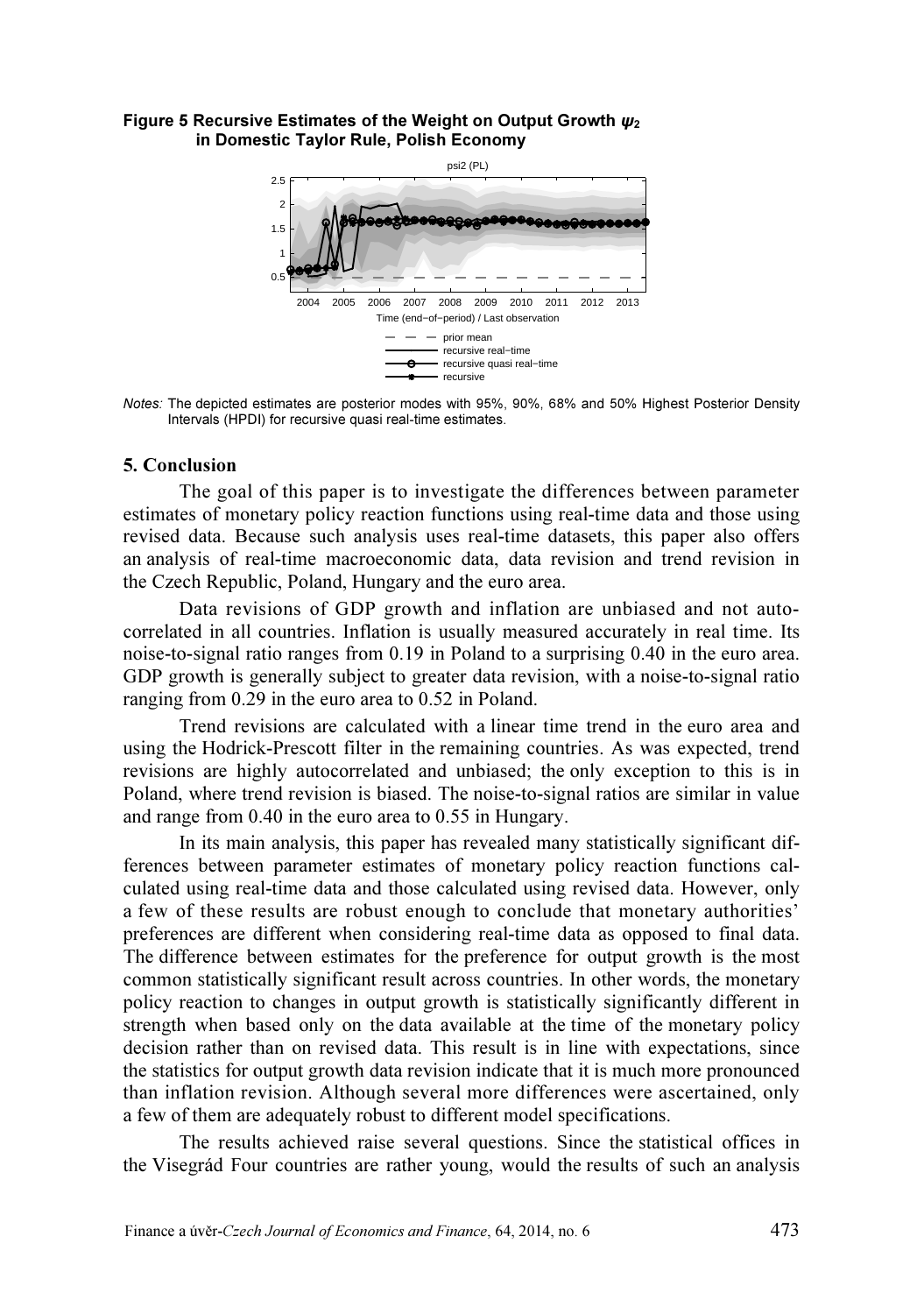**Figure 5 Recursive Estimates of the Weight on Output Growth $\psi_2$ in Domestic Taylor Rule, Polish Economy**

*Notes:* The depicted estimates are posterior modes with 95%, 90%, 68% and 50% Highest Posterior Density Intervals (HPDI) for recursive quasi real-time estimates.

## 5. Conclusion

The goal of this paper is to investigate the differences between parameter estimates of monetary policy reaction functions using real-time data and those using revised data. Because such analysis uses real-time datasets, this paper also offers an analysis of real-time macroeconomic data, data revision and trend revision in the Czech Republic, Poland, Hungary and the euro area.

Data revisions of GDP growth and inflation are unbiased and not autocorrelated in all countries. Inflation is usually measured accurately in real time. Its noise-to-signal ratio ranges from 0.19 in Poland to a surprising 0.40 in the euro area. GDP growth is generally subject to greater data revision, with a noise-to-signal ratio ranging from 0.29 in the euro area to 0.52 in Poland.

Trend revisions are calculated with a linear time trend in the euro area and using the Hodrick-Prescott filter in the remaining countries. As was expected, trend revisions are highly autocorrelated and unbiased; the only exception to this is in Poland, where trend revision is biased. The noise-to-signal ratios are similar in value and range from 0.40 in the euro area to 0.55 in Hungary.

In its main analysis, this paper has revealed many statistically significant differences between parameter estimates of monetary policy reaction functions calculated using real-time data and those calculated using revised data. However, only a few of these results are robust enough to conclude that monetary authorities' preferences are different when considering real-time data as opposed to final data. The difference between estimates for the preference for output growth is the most common statistically significant result across countries. In other words, the monetary policy reaction to changes in output growth is statistically significantly different in strength when based only on the data available at the time of the monetary policy decision rather than on revised data. This result is in line with expectations, since the statistics for output growth data revision indicate that it is much more pronounced than inflation revision. Although several more differences were ascertained, only a few of them are adequately robust to different model specifications.

The results achieved raise several questions. Since the statistical offices in the Visegrád Four countries are rather young, would the results of such an analysis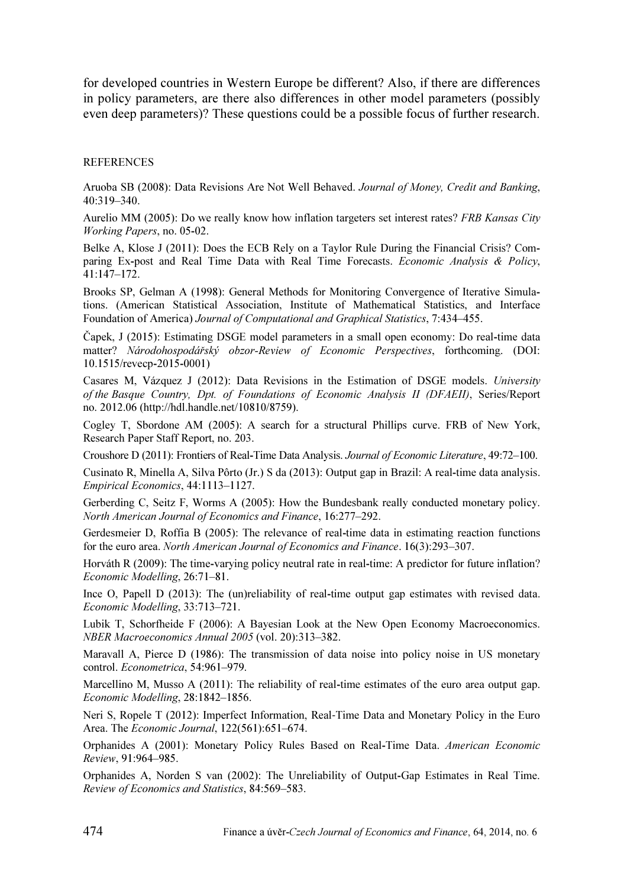for developed countries in Western Europe be different? Also, if there are differences in policy parameters, are there also differences in other model parameters (possibly even deep parameters)? These questions could be a possible focus of further research.

## REFERENCES

Aruoba SB (2008): Data Revisions Are Not Well Behaved. *Journal of Money, Credit and Banking*, 40:319–340.

Aurelio MM (2005): Do we really know how inflation targeters set interest rates? *FRB Kansas City Working Papers*, no. 05-02.

Belke A, Klose J (2011): Does the ECB Rely on a Taylor Rule During the Financial Crisis? Comparing Ex-post and Real Time Data with Real Time Forecasts. *Economic Analysis & Policy*, 41:147–172.

Brooks SP, Gelman A (1998): General Methods for Monitoring Convergence of Iterative Simulations. (American Statistical Association, Institute of Mathematical Statistics, and Interface Foundation of America) *Journal of Computational and Graphical Statistics*, 7:434–455.

Čapek, J (2015): Estimating DSGE model parameters in a small open economy: Do real-time data matter? *Národohospodářský obzor-Review of Economic Perspectives*, forthcoming. (DOI: 10.1515/revecp-2015-0001)

Casares M, Vázquez J (2012): Data Revisions in the Estimation of DSGE models. *University of the Basque Country, Dpt. of Foundations of Economic Analysis II (DFAEII)*, Series/Report no. 2012.06 (http://hdl.handle.net/10810/8759).

Cogley T, Sbordone AM (2005): A search for a structural Phillips curve. FRB of New York, Research Paper Staff Report, no. 203.

Croushore D (2011): Frontiers of Real-Time Data Analysis. *Journal of Economic Literature*, 49:72–100.

Cusinato R, Minella A, Silva Pôrto (Jr.) S da (2013): Output gap in Brazil: A real-time data analysis. *Empirical Economics*, 44:1113–1127.

Gerberding C, Seitz F, Worms A (2005): How the Bundesbank really conducted monetary policy. *North American Journal of Economics and Finance*, 16:277–292.

Gerdesmeier D, Roffia B (2005): The relevance of real-time data in estimating reaction functions for the euro area. *North American Journal of Economics and Finance*. 16(3):293–307.

Horváth R (2009): The time-varying policy neutral rate in real-time: A predictor for future inflation? *Economic Modelling*, 26:71–81.

Ince O, Papell D (2013): The (un)reliability of real-time output gap estimates with revised data. *Economic Modelling*, 33:713–721.

Lubik T, Schorfheide F (2006): A Bayesian Look at the New Open Economy Macroeconomics. *NBER Macroeconomics Annual 2005* (vol. 20):313–382.

Maravall A, Pierce D (1986): The transmission of data noise into policy noise in US monetary control. *Econometrica*, 54:961–979.

Marcellino M, Musso A (2011): The reliability of real-time estimates of the euro area output gap. *Economic Modelling*, 28:1842–1856.

Neri S, Ropele T (2012): Imperfect Information, Real-Time Data and Monetary Policy in the Euro Area. The *Economic Journal*, 122(561):651–674.

Orphanides A (2001): Monetary Policy Rules Based on Real-Time Data. *American Economic Review*, 91:964–985.

Orphanides A, Norden S van (2002): The Unreliability of Output-Gap Estimates in Real Time. *Review of Economics and Statistics*, 84:569–583.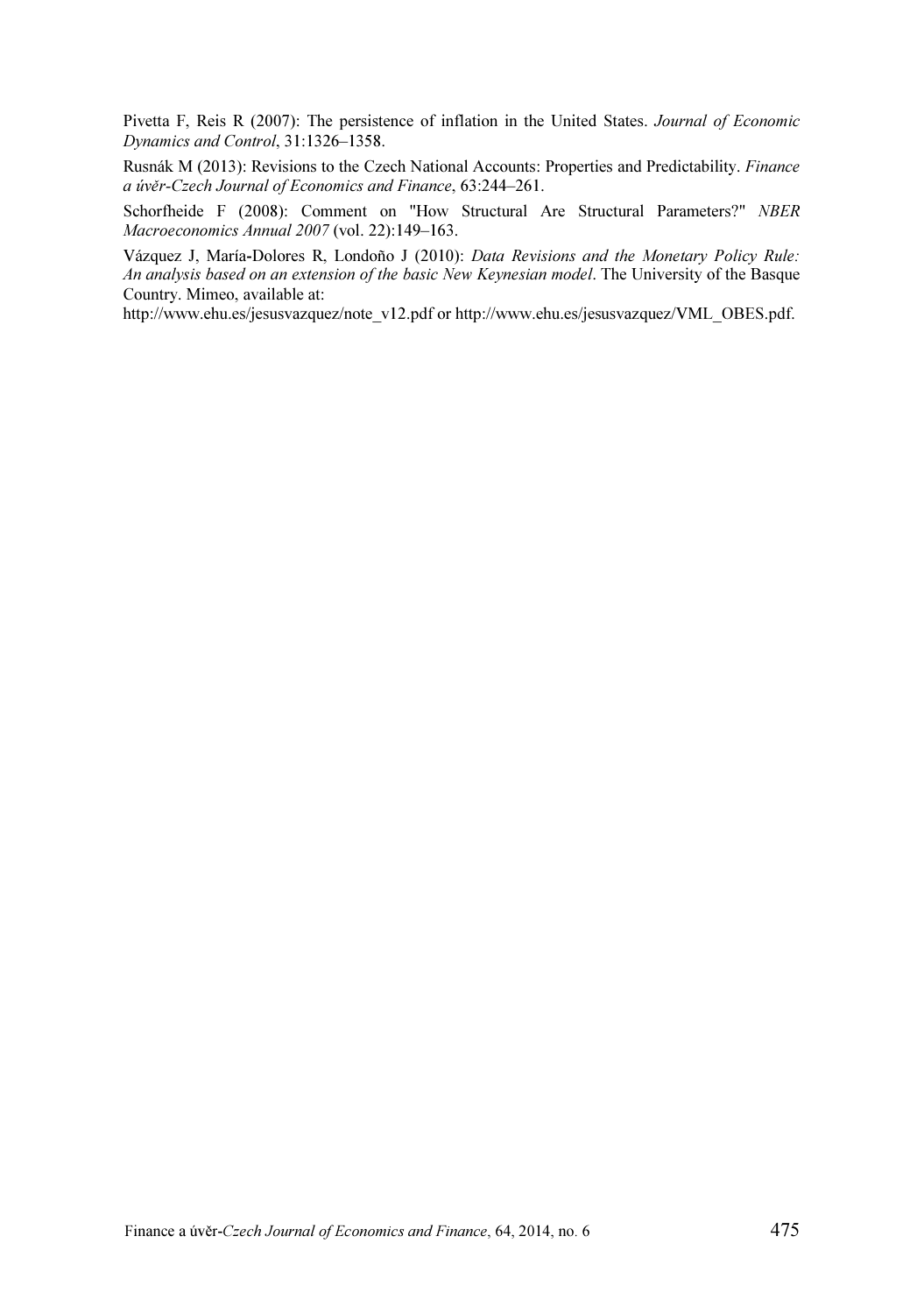Pivetta F, Reis R (2007): The persistence of inflation in the United States. *Journal of Economic Dynamics and Control*, 31:1326–1358.

Rusnák M (2013): Revisions to the Czech National Accounts: Properties and Predictability. *Finance a úvěr-Czech Journal of Economics and Finance*, 63:244–261.

Schorfheide F (2008): Comment on "How Structural Are Structural Parameters?" *NBER Macroeconomics Annual 2007* (vol. 22):149–163.

Vázquez J, María-Dolores R, Londoño J (2010): *Data Revisions and the Monetary Policy Rule: An analysis based on an extension of the basic New Keynesian model*. The University of the Basque Country. Mimeo, available at:
http://www.ehu.es/jesusvazquez/note_v12.pdf or http://www.ehu.es/jesusvazquez/VML_OBES.pdf.